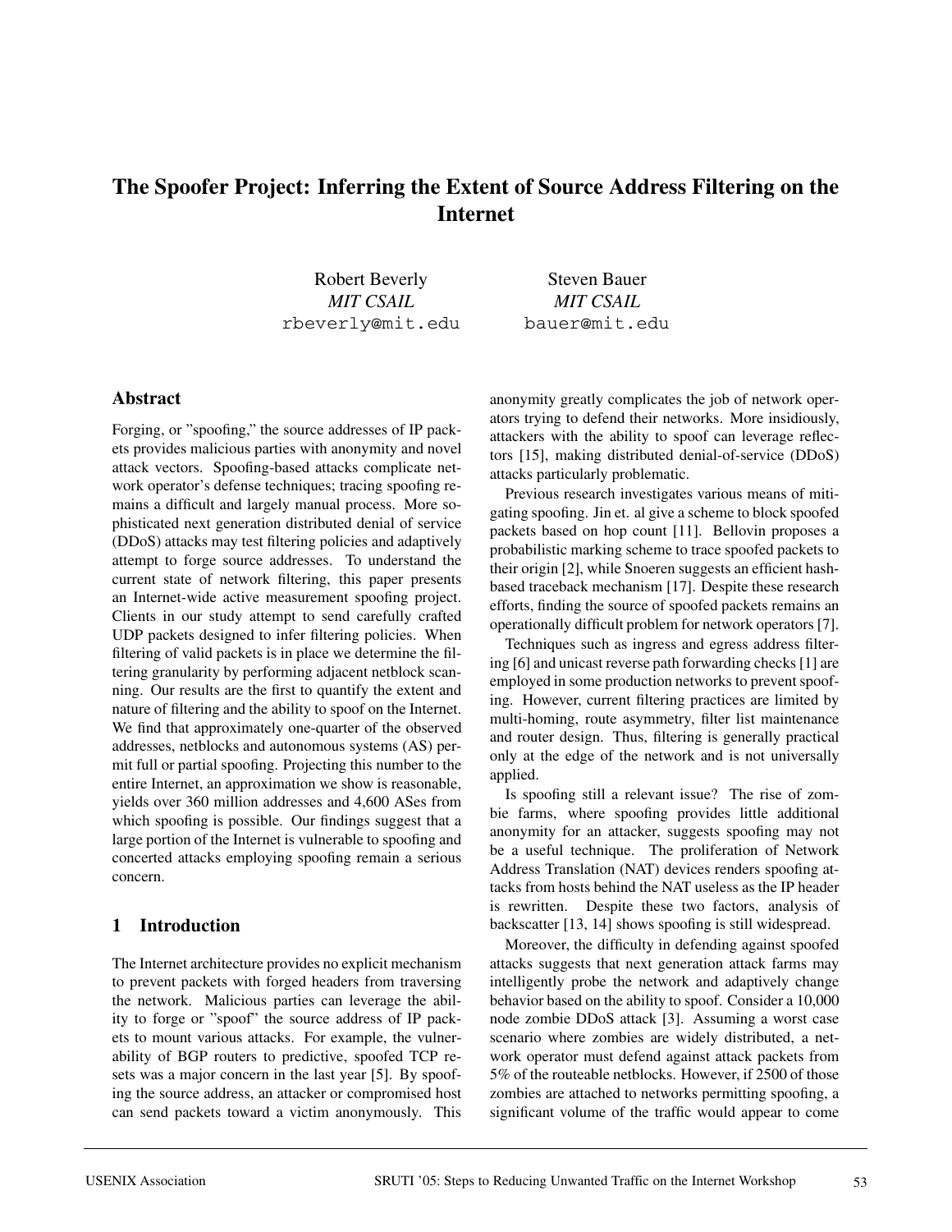# The Spoofer Project: Inferring the Extent of Source Address Filtering on the Internet

Robert Beverly
*MIT CSAIL*
rbeverly@mit.edu

Steven Bauer
*MIT CSAIL*
bauer@mit.edu

## Abstract

Forging, or "spoofing," the source addresses of IP packets provides malicious parties with anonymity and novel attack vectors. Spoofing-based attacks complicate network operator's defense techniques; tracing spoofing remains a difficult and largely manual process. More sophisticated next generation distributed denial of service (DDoS) attacks may test filtering policies and adaptively attempt to forge source addresses. To understand the current state of network filtering, this paper presents an Internet-wide active measurement spoofing project. Clients in our study attempt to send carefully crafted UDP packets designed to infer filtering policies. When filtering of valid packets is in place we determine the filtering granularity by performing adjacent netblock scanning. Our results are the first to quantify the extent and nature of filtering and the ability to spoof on the Internet. We find that approximately one-quarter of the observed addresses, netblocks and autonomous systems (AS) permit full or partial spoofing. Projecting this number to the entire Internet, an approximation we show is reasonable, yields over 360 million addresses and 4,600 ASes from which spoofing is possible. Our findings suggest that a large portion of the Internet is vulnerable to spoofing and concerted attacks employing spoofing remain a serious concern.

## 1 Introduction

The Internet architecture provides no explicit mechanism to prevent packets with forged headers from traversing the network. Malicious parties can leverage the ability to forge or "spoof" the source address of IP packets to mount various attacks. For example, the vulnerability of BGP routers to predictive, spoofed TCP resets was a major concern in the last year [5]. By spoofing the source address, an attacker or compromised host can send packets toward a victim anonymously. This anonymity greatly complicates the job of network operators trying to defend their networks. More insidiously, attackers with the ability to spoof can leverage reflectors [15], making distributed denial-of-service (DDoS) attacks particularly problematic.

Previous research investigates various means of mitigating spoofing. Jin et. al give a scheme to block spoofed packets based on hop count [11]. Bellovin proposes a probabilistic marking scheme to trace spoofed packets to their origin [2], while Snoeren suggests an efficient hash-based traceback mechanism [17]. Despite these research efforts, finding the source of spoofed packets remains an operationally difficult problem for network operators [7].

Techniques such as ingress and egress address filtering [6] and unicast reverse path forwarding checks [1] are employed in some production networks to prevent spoofing. However, current filtering practices are limited by multi-homing, route asymmetry, filter list maintenance and router design. Thus, filtering is generally practical only at the edge of the network and is not universally applied.

Is spoofing still a relevant issue? The rise of zombie farms, where spoofing provides little additional anonymity for an attacker, suggests spoofing may not be a useful technique. The proliferation of Network Address Translation (NAT) devices renders spoofing attacks from hosts behind the NAT useless as the IP header is rewritten. Despite these two factors, analysis of backscatter [13, 14] shows spoofing is still widespread.

Moreover, the difficulty in defending against spoofed attacks suggests that next generation attack farms may intelligently probe the network and adaptively change behavior based on the ability to spoof. Consider a 10,000 node zombie DDoS attack [3]. Assuming a worst case scenario where zombies are widely distributed, a network operator must defend against attack packets from 5% of the routeable netblocks. However, if 2500 of those zombies are attached to networks permitting spoofing, a significant volume of the traffic would appear to come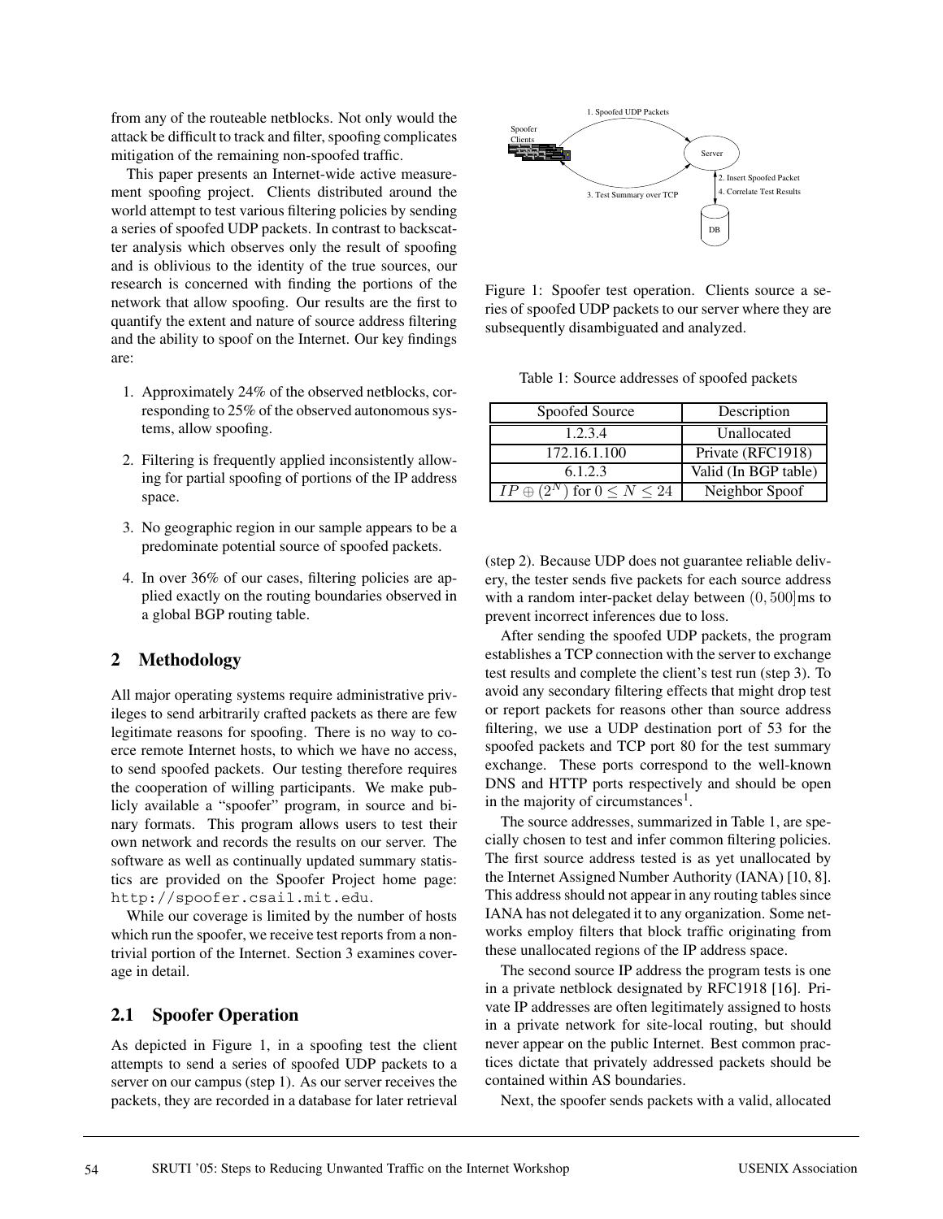from any of the routeable netblocks. Not only would the attack be difficult to track and filter, spoofing complicates mitigation of the remaining non-spoofed traffic.

This paper presents an Internet-wide active measurement spoofing project. Clients distributed around the world attempt to test various filtering policies by sending a series of spoofed UDP packets. In contrast to backscatter analysis which observes only the result of spoofing and is oblivious to the identity of the true sources, our research is concerned with finding the portions of the network that allow spoofing. Our results are the first to quantify the extent and nature of source address filtering and the ability to spoof on the Internet. Our key findings are:

1. Approximately 24% of the observed netblocks, corresponding to 25% of the observed autonomous systems, allow spoofing.
2. Filtering is frequently applied inconsistently allowing for partial spoofing of portions of the IP address space.
3. No geographic region in our sample appears to be a predominate potential source of spoofed packets.
4. In over 36% of our cases, filtering policies are applied exactly on the routing boundaries observed in a global BGP routing table.

## 2 Methodology

All major operating systems require administrative privileges to send arbitrarily crafted packets as there are few legitimate reasons for spoofing. There is no way to coerce remote Internet hosts, to which we have no access, to send spoofed packets. Our testing therefore requires the cooperation of willing participants. We make publicly available a "spoofer" program, in source and binary formats. This program allows users to test their own network and records the results on our server. The software as well as continually updated summary statistics are provided on the Spoofer Project home page: `http://spoofer.csail.mit.edu`.

While our coverage is limited by the number of hosts which run the spoofer, we receive test reports from a non-trivial portion of the Internet. Section 3 examines coverage in detail.

### 2.1 Spoofer Operation

As depicted in Figure 1, in a spoofing test the client attempts to send a series of spoofed UDP packets to a server on our campus (step 1). As our server receives the packets, they are recorded in a database for later retrieval (step 2). Because UDP does not guarantee reliable delivery, the tester sends five packets for each source address with a random inter-packet delay between $(0, 500]$ms to prevent incorrect inferences due to loss.

Figure 1: Spoofer test operation. Clients source a series of spoofed UDP packets to our server where they are subsequently disambiguated and analyzed.

Table 1: Source addresses of spoofed packets

| Spoofed Source | Description |
|---|---|
| 1.2.3.4 | Unallocated |
| 172.16.1.100 | Private (RFC1918) |
| 6.1.2.3 | Valid (In BGP table) |
| $IP \oplus (2^N)$ for $0 \leq N \leq 24$ | Neighbor Spoof |

After sending the spoofed UDP packets, the program establishes a TCP connection with the server to exchange test results and complete the client's test run (step 3). To avoid any secondary filtering effects that might drop test or report packets for reasons other than source address filtering, we use a UDP destination port of 53 for the spoofed packets and TCP port 80 for the test summary exchange. These ports correspond to the well-known DNS and HTTP ports respectively and should be open in the majority of circumstances[1].

The source addresses, summarized in Table 1, are specially chosen to test and infer common filtering policies. The first source address tested is as yet unallocated by the Internet Assigned Number Authority (IANA) [10, 8]. This address should not appear in any routing tables since IANA has not delegated it to any organization. Some networks employ filters that block traffic originating from these unallocated regions of the IP address space.

The second source IP address the program tests is one in a private netblock designated by RFC1918 [16]. Private IP addresses are often legitimately assigned to hosts in a private network for site-local routing, but should never appear on the public Internet. Best common practices dictate that privately addressed packets should be contained within AS boundaries.

Next, the spoofer sends packets with a valid, allocated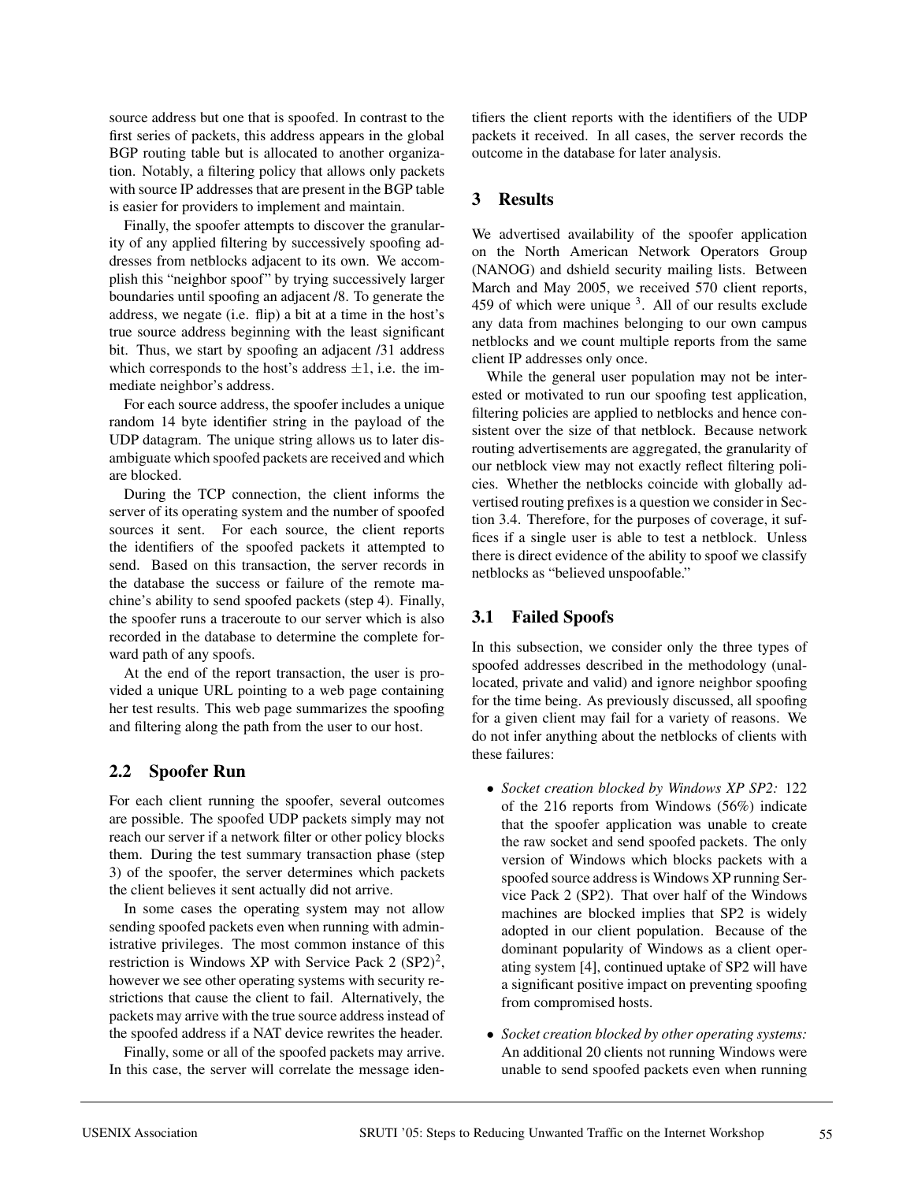source address but one that is spoofed. In contrast to the first series of packets, this address appears in the global BGP routing table but is allocated to another organization. Notably, a filtering policy that allows only packets with source IP addresses that are present in the BGP table is easier for providers to implement and maintain.

Finally, the spoofer attempts to discover the granularity of any applied filtering by successively spoofing addresses from netblocks adjacent to its own. We accomplish this "neighbor spoof" by trying successively larger boundaries until spoofing an adjacent /8. To generate the address, we negate (i.e. flip) a bit at a time in the host's true source address beginning with the least significant bit. Thus, we start by spoofing an adjacent /31 address which corresponds to the host's address $\pm 1$, i.e. the immediate neighbor's address.

For each source address, the spoofer includes a unique random 14 byte identifier string in the payload of the UDP datagram. The unique string allows us to later disambiguate which spoofed packets are received and which are blocked.

During the TCP connection, the client informs the server of its operating system and the number of spoofed sources it sent. For each source, the client reports the identifiers of the spoofed packets it attempted to send. Based on this transaction, the server records in the database the success or failure of the remote machine's ability to send spoofed packets (step 4). Finally, the spoofer runs a traceroute to our server which is also recorded in the database to determine the complete forward path of any spoofs.

At the end of the report transaction, the user is provided a unique URL pointing to a web page containing her test results. This web page summarizes the spoofing and filtering along the path from the user to our host.

## 2.2 Spoofer Run

For each client running the spoofer, several outcomes are possible. The spoofed UDP packets simply may not reach our server if a network filter or other policy blocks them. During the test summary transaction phase (step 3) of the spoofer, the server determines which packets the client believes it sent actually did not arrive.

In some cases the operating system may not allow sending spoofed packets even when running with administrative privileges. The most common instance of this restriction is Windows XP with Service Pack 2 (SP2)[2], however we see other operating systems with security restrictions that cause the client to fail. Alternatively, the packets may arrive with the true source address instead of the spoofed address if a NAT device rewrites the header.

Finally, some or all of the spoofed packets may arrive. In this case, the server will correlate the message identifiers the client reports with the identifiers of the UDP packets it received. In all cases, the server records the outcome in the database for later analysis.

# 3 Results

We advertised availability of the spoofer application on the North American Network Operators Group (NANOG) and dshield security mailing lists. Between March and May 2005, we received 570 client reports, 459 of which were unique [3]. All of our results exclude any data from machines belonging to our own campus netblocks and we count multiple reports from the same client IP addresses only once.

While the general user population may not be interested or motivated to run our spoofing test application, filtering policies are applied to netblocks and hence consistent over the size of that netblock. Because network routing advertisements are aggregated, the granularity of our netblock view may not exactly reflect filtering policies. Whether the netblocks coincide with globally advertised routing prefixes is a question we consider in Section 3.4. Therefore, for the purposes of coverage, it suffices if a single user is able to test a netblock. Unless there is direct evidence of the ability to spoof we classify netblocks as "believed unspoofable."

## 3.1 Failed Spoofs

In this subsection, we consider only the three types of spoofed addresses described in the methodology (unallocated, private and valid) and ignore neighbor spoofing for the time being. As previously discussed, all spoofing for a given client may fail for a variety of reasons. We do not infer anything about the netblocks of clients with these failures:

- *Socket creation blocked by Windows XP SP2:* 122 of the 216 reports from Windows (56%) indicate that the spoofer application was unable to create the raw socket and send spoofed packets. The only version of Windows which blocks packets with a spoofed source address is Windows XP running Service Pack 2 (SP2). That over half of the Windows machines are blocked implies that SP2 is widely adopted in our client population. Because of the dominant popularity of Windows as a client operating system [4], continued uptake of SP2 will have a significant positive impact on preventing spoofing from compromised hosts.
- *Socket creation blocked by other operating systems:* An additional 20 clients not running Windows were unable to send spoofed packets even when running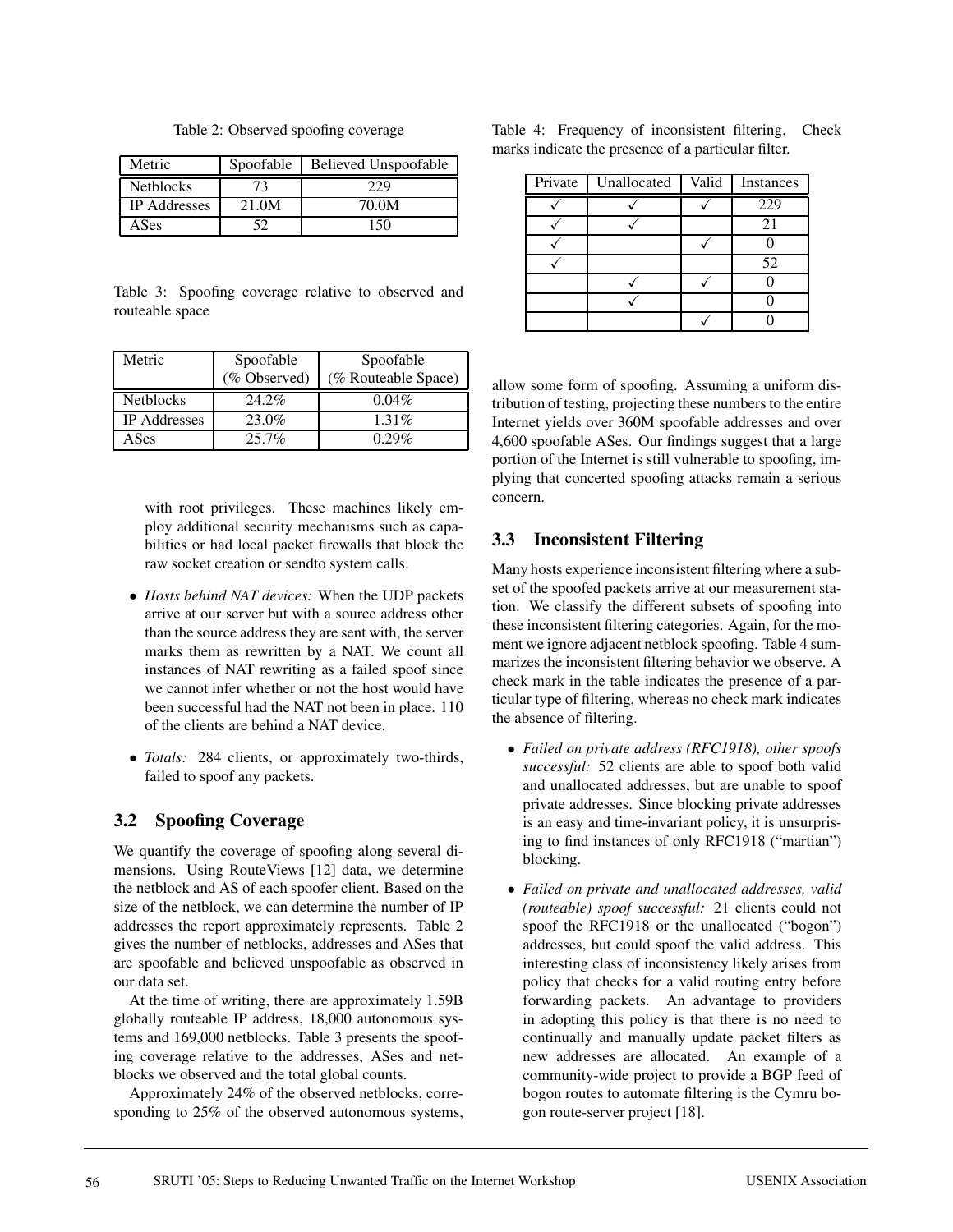Table 2: Observed spoofing coverage

| Metric | Spoofable | Believed Unspoofable |
|---|---|---|
| Netblocks | 73 | 229 |
| IP Addresses | 21.0M | 70.0M |
| ASes | 52 | 150 |

Table 3: Spoofing coverage relative to observed and routeable space

| Metric | Spoofable (% Observed) | Spoofable (% Routeable Space) |
|---|---|---|
| Netblocks | 24.2% | 0.04% |
| IP Addresses | 23.0% | 1.31% |
| ASes | 25.7% | 0.29% |

with root privileges. These machines likely employ additional security mechanisms such as capabilities or had local packet firewalls that block the raw socket creation or sendto system calls.

- *Hosts behind NAT devices:* When the UDP packets arrive at our server but with a source address other than the source address they are sent with, the server marks them as rewritten by a NAT. We count all instances of NAT rewriting as a failed spoof since we cannot infer whether or not the host would have been successful had the NAT not been in place. 110 of the clients are behind a NAT device.
- *Totals:* 284 clients, or approximately two-thirds, failed to spoof any packets.

### 3.2 Spoofing Coverage

We quantify the coverage of spoofing along several dimensions. Using RouteViews [12] data, we determine the netblock and AS of each spoofer client. Based on the size of the netblock, we can determine the number of IP addresses the report approximately represents. Table 2 gives the number of netblocks, addresses and ASes that are spoofable and believed unspoofable as observed in our data set.

At the time of writing, there are approximately 1.59B globally routeable IP address, 18,000 autonomous systems and 169,000 netblocks. Table 3 presents the spoofing coverage relative to the addresses, ASes and netblocks we observed and the total global counts.

Approximately 24% of the observed netblocks, corresponding to 25% of the observed autonomous systems, allow some form of spoofing. Assuming a uniform distribution of testing, projecting these numbers to the entire Internet yields over 360M spoofable addresses and over 4,600 spoofable ASes. Our findings suggest that a large portion of the Internet is still vulnerable to spoofing, implying that concerted spoofing attacks remain a serious concern.

Table 4: Frequency of inconsistent filtering. Check marks indicate the presence of a particular filter.

| Private | Unallocated | Valid | Instances |
|---|---|---|---|
| ✓ | ✓ | ✓ | 229 |
| ✓ | ✓ | | 21 |
| ✓ | | ✓ | 0 |
| ✓ | | | 52 |
| | ✓ | ✓ | 0 |
| | ✓ | | 0 |
| | | ✓ | 0 |

### 3.3 Inconsistent Filtering

Many hosts experience inconsistent filtering where a subset of the spoofed packets arrive at our measurement station. We classify the different subsets of spoofing into these inconsistent filtering categories. Again, for the moment we ignore adjacent netblock spoofing. Table 4 summarizes the inconsistent filtering behavior we observe. A check mark in the table indicates the presence of a particular type of filtering, whereas no check mark indicates the absence of filtering.

- *Failed on private address (RFC1918), other spoofs successful:* 52 clients are able to spoof both valid and unallocated addresses, but are unable to spoof private addresses. Since blocking private addresses is an easy and time-invariant policy, it is unsurprising to find instances of only RFC1918 ("martian") blocking.
- *Failed on private and unallocated addresses, valid (routeable) spoof successful:* 21 clients could not spoof the RFC1918 or the unallocated ("bogon") addresses, but could spoof the valid address. This interesting class of inconsistency likely arises from policy that checks for a valid routing entry before forwarding packets. An advantage to providers in adopting this policy is that there is no need to continually and manually update packet filters as new addresses are allocated. An example of a community-wide project to provide a BGP feed of bogon routes to automate filtering is the Cymru bogon route-server project [18].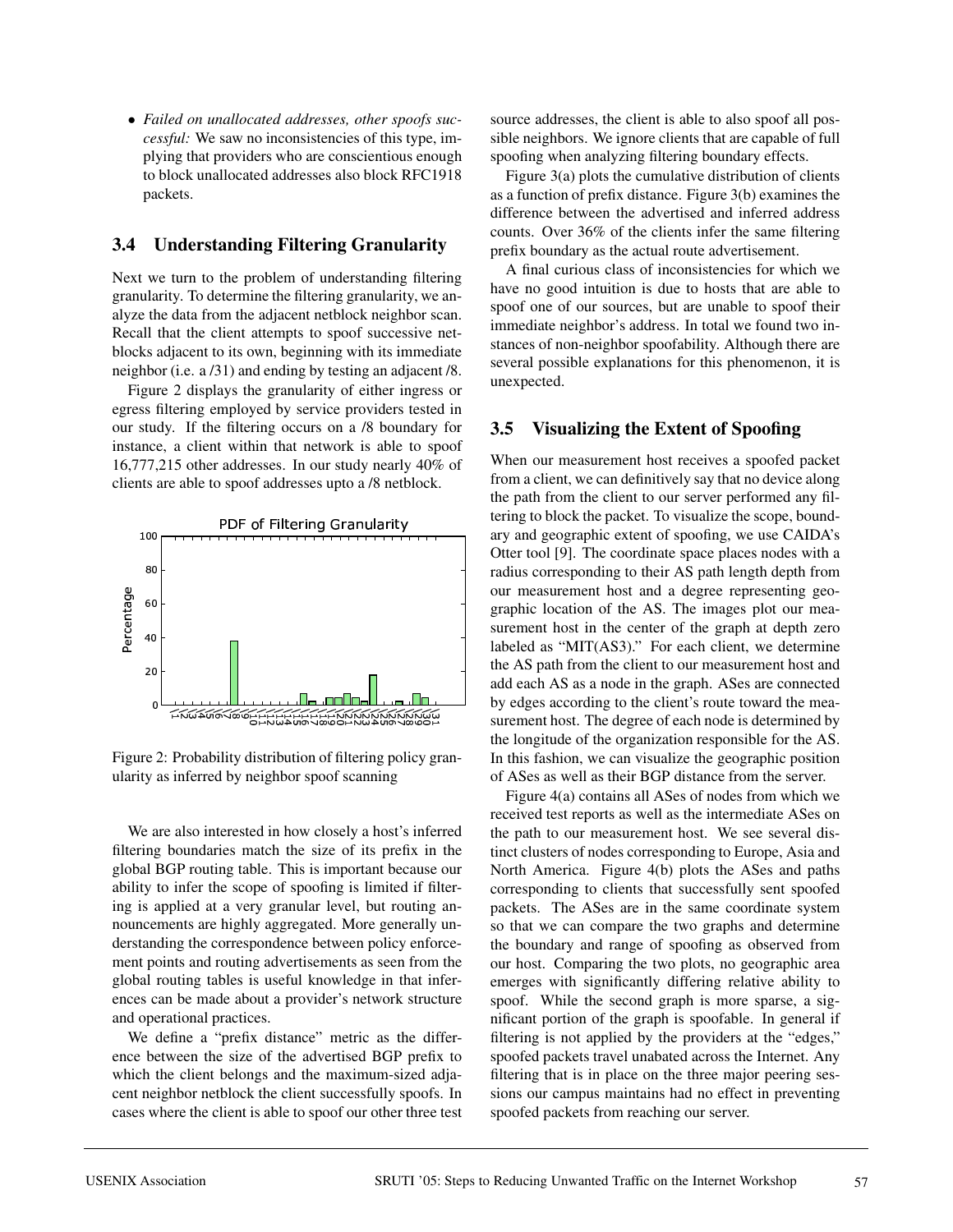- *Failed on unallocated addresses, other spoofs successful:* We saw no inconsistencies of this type, implying that providers who are conscientious enough to block unallocated addresses also block RFC1918 packets.

### 3.4 Understanding Filtering Granularity

Next we turn to the problem of understanding filtering granularity. To determine the filtering granularity, we analyze the data from the adjacent netblock neighbor scan. Recall that the client attempts to spoof successive netblocks adjacent to its own, beginning with its immediate neighbor (i.e. a /31) and ending by testing an adjacent /8.

Figure 2 displays the granularity of either ingress or egress filtering employed by service providers tested in our study. If the filtering occurs on a /8 boundary for instance, a client within that network is able to spoof 16,777,215 other addresses. In our study nearly 40% of clients are able to spoof addresses upto a /8 netblock.

Figure 2: Probability distribution of filtering policy granularity as inferred by neighbor spoof scanning

We are also interested in how closely a host's inferred filtering boundaries match the size of its prefix in the global BGP routing table. This is important because our ability to infer the scope of spoofing is limited if filtering is applied at a very granular level, but routing announcements are highly aggregated. More generally understanding the correspondence between policy enforcement points and routing advertisements as seen from the global routing tables is useful knowledge in that inferences can be made about a provider's network structure and operational practices.

We define a "prefix distance" metric as the difference between the size of the advertised BGP prefix to which the client belongs and the maximum-sized adjacent neighbor netblock the client successfully spoofs. In cases where the client is able to spoof our other three test source addresses, the client is able to also spoof all possible neighbors. We ignore clients that are capable of full spoofing when analyzing filtering boundary effects.

Figure 3(a) plots the cumulative distribution of clients as a function of prefix distance. Figure 3(b) examines the difference between the advertised and inferred address counts. Over 36% of the clients infer the same filtering prefix boundary as the actual route advertisement.

A final curious class of inconsistencies for which we have no good intuition is due to hosts that are able to spoof one of our sources, but are unable to spoof their immediate neighbor's address. In total we found two instances of non-neighbor spoofability. Although there are several possible explanations for this phenomenon, it is unexpected.

### 3.5 Visualizing the Extent of Spoofing

When our measurement host receives a spoofed packet from a client, we can definitively say that no device along the path from the client to our server performed any filtering to block the packet. To visualize the scope, boundary and geographic extent of spoofing, we use CAIDA's Otter tool [9]. The coordinate space places nodes with a radius corresponding to their AS path length depth from our measurement host and a degree representing geographic location of the AS. The images plot our measurement host in the center of the graph at depth zero labeled as "MIT(AS3)." For each client, we determine the AS path from the client to our measurement host and add each AS as a node in the graph. ASes are connected by edges according to the client's route toward the measurement host. The degree of each node is determined by the longitude of the organization responsible for the AS. In this fashion, we can visualize the geographic position of ASes as well as their BGP distance from the server.

Figure 4(a) contains all ASes of nodes from which we received test reports as well as the intermediate ASes on the path to our measurement host. We see several distinct clusters of nodes corresponding to Europe, Asia and North America. Figure 4(b) plots the ASes and paths corresponding to clients that successfully sent spoofed packets. The ASes are in the same coordinate system so that we can compare the two graphs and determine the boundary and range of spoofing as observed from our host. Comparing the two plots, no geographic area emerges with significantly differing relative ability to spoof. While the second graph is more sparse, a significant portion of the graph is spoofable. In general if filtering is not applied by the providers at the "edges," spoofed packets travel unabated across the Internet. Any filtering that is in place on the three major peering sessions our campus maintains had no effect in preventing spoofed packets from reaching our server.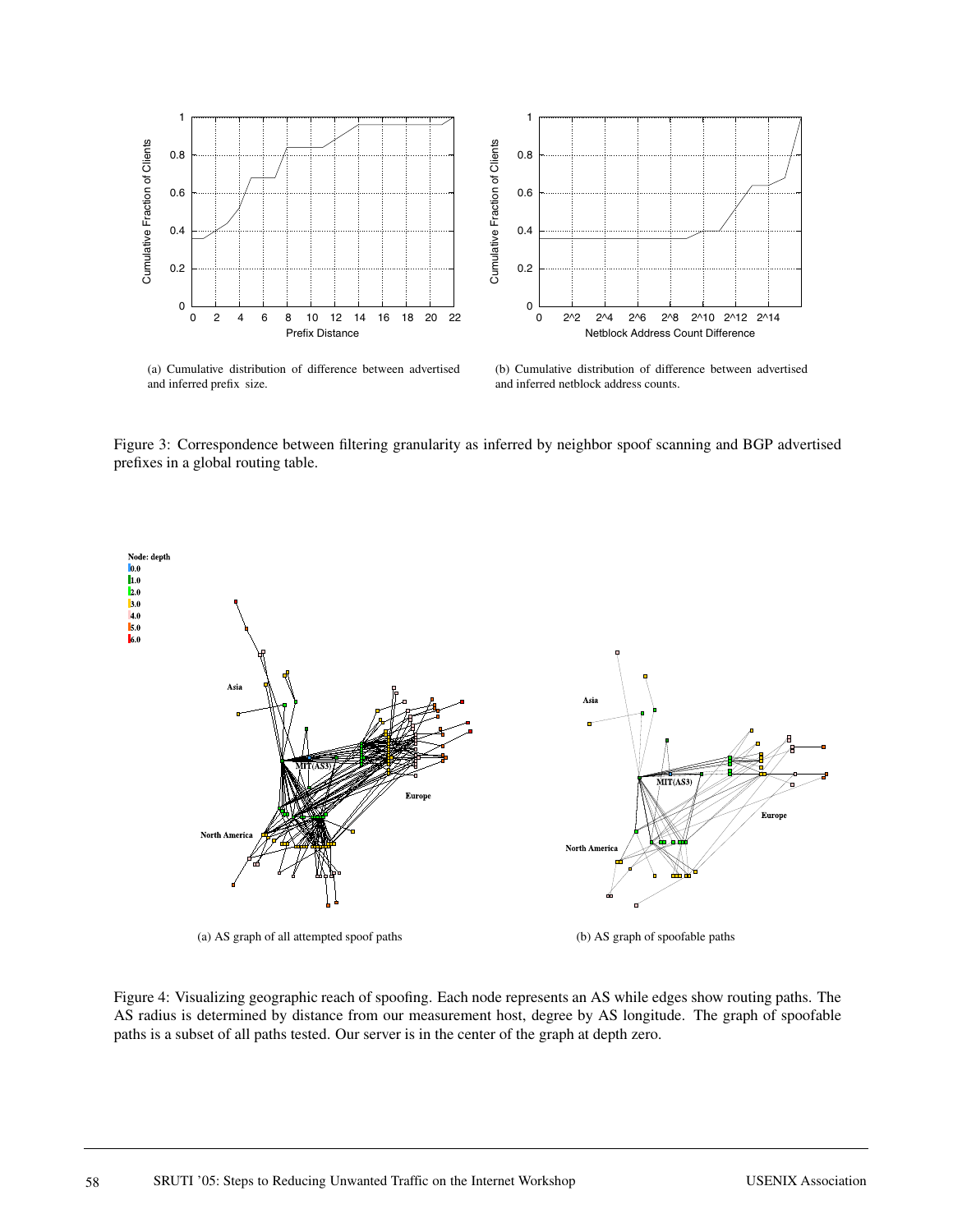(a) Cumulative distribution of difference between advertised and inferred prefix size.

(b) Cumulative distribution of difference between advertised and inferred netblock address counts.

Figure 3: Correspondence between filtering granularity as inferred by neighbor spoof scanning and BGP advertised prefixes in a global routing table.

(a) AS graph of all attempted spoof paths

(b) AS graph of spoofable paths

Figure 4: Visualizing geographic reach of spoofing. Each node represents an AS while edges show routing paths. The AS radius is determined by distance from our measurement host, degree by AS longitude. The graph of spoofable paths is a subset of all paths tested. Our server is in the center of the graph at depth zero.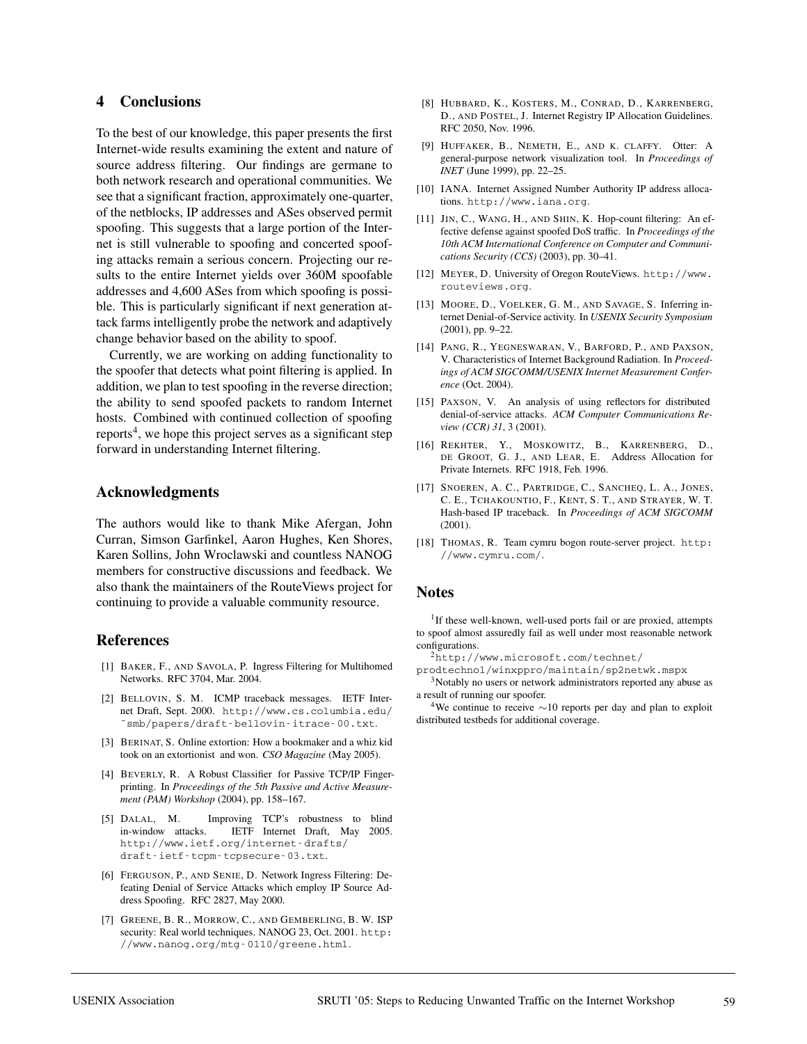## 4 Conclusions

To the best of our knowledge, this paper presents the first Internet-wide results examining the extent and nature of source address filtering. Our findings are germane to both network research and operational communities. We see that a significant fraction, approximately one-quarter, of the netblocks, IP addresses and ASes observed permit spoofing. This suggests that a large portion of the Internet is still vulnerable to spoofing and concerted spoofing attacks remain a serious concern. Projecting our results to the entire Internet yields over 360M spoofable addresses and 4,600 ASes from which spoofing is possible. This is particularly significant if next generation attack farms intelligently probe the network and adaptively change behavior based on the ability to spoof.

Currently, we are working on adding functionality to the spoofer that detects what point filtering is applied. In addition, we plan to test spoofing in the reverse direction; the ability to send spoofed packets to random Internet hosts. Combined with continued collection of spoofing reports[4], we hope this project serves as a significant step forward in understanding Internet filtering.

## Acknowledgments

The authors would like to thank Mike Afergan, John Curran, Simson Garfinkel, Aaron Hughes, Ken Shores, Karen Sollins, John Wroclawski and countless NANOG members for constructive discussions and feedback. We also thank the maintainers of the RouteViews project for continuing to provide a valuable community resource.

## References

[1] Baker, F., and Savola, P. Ingress Filtering for Multihomed Networks. RFC 3704, Mar. 2004.

[2] Bellovin, S. M. ICMP traceback messages. IETF Internet Draft, Sept. 2000. http://www.cs.columbia.edu/~smb/papers/draft-bellovin-itrace-00.txt.

[3] Berinat, S. Online extortion: How a bookmaker and a whiz kid took on an extortionist and won. *CSO Magazine* (May 2005).

[4] Beverly, R. A Robust Classifier for Passive TCP/IP Fingerprinting. In *Proceedings of the 5th Passive and Active Measurement (PAM) Workshop* (2004), pp. 158–167.

[5] Dalal, M. Improving TCP's robustness to blind in-window attacks. IETF Internet Draft, May 2005. http://www.ietf.org/internet-drafts/draft-ietf-tcpm-tcpsecure-03.txt.

[6] Ferguson, P., and Senie, D. Network Ingress Filtering: Defeating Denial of Service Attacks which employ IP Source Address Spoofing. RFC 2827, May 2000.

[7] Greene, B. R., Morrow, C., and Gemberling, B. W. ISP security: Real world techniques. NANOG 23, Oct. 2001. http://www.nanog.org/mtg-0110/greene.html.

[8] Hubbard, K., Kosters, M., Conrad, D., Karrenberg, D., and Postel, J. Internet Registry IP Allocation Guidelines. RFC 2050, Nov. 1996.

[9] Huffaker, B., Nemeth, E., and k. claffy. Otter: A general-purpose network visualization tool. In *Proceedings of INET* (June 1999), pp. 22–25.

[10] IANA. Internet Assigned Number Authority IP address allocations. http://www.iana.org.

[11] Jin, C., Wang, H., and Shin, K. Hop-count filtering: An effective defense against spoofed DoS traffic. In *Proceedings of the 10th ACM International Conference on Computer and Communications Security (CCS)* (2003), pp. 30–41.

[12] Meyer, D. University of Oregon RouteViews. http://www.routeviews.org.

[13] Moore, D., Voelker, G. M., and Savage, S. Inferring internet Denial-of-Service activity. In *USENIX Security Symposium* (2001), pp. 9–22.

[14] Pang, R., Yegneswaran, V., Barford, P., and Paxson, V. Characteristics of Internet Background Radiation. In *Proceedings of ACM SIGCOMM/USENIX Internet Measurement Conference* (Oct. 2004).

[15] Paxson, V. An analysis of using reflectors for distributed denial-of-service attacks. *ACM Computer Communications Review (CCR) 31*, 3 (2001).

[16] Rekhter, Y., Moskowitz, B., Karrenberg, D., de Groot, G. J., and Lear, E. Address Allocation for Private Internets. RFC 1918, Feb. 1996.

[17] Snoeren, A. C., Partridge, C., Sancheq, L. A., Jones, C. E., Tchakountio, F., Kent, S. T., and Strayer, W. T. Hash-based IP traceback. In *Proceedings of ACM SIGCOMM* (2001).

[18] Thomas, R. Team cymru bogon route-server project. http://www.cymru.com/.

## Notes

[1] If these well-known, well-used ports fail or are proxied, attempts to spoof almost assuredly fail as well under most reasonable network configurations.

[2] http://www.microsoft.com/technet/prodtechnol/winxppro/maintain/sp2netwk.mspx

[3] Notably no users or network administrators reported any abuse as a result of running our spoofer.

[4] We continue to receive $\sim$10 reports per day and plan to exploit distributed testbeds for additional coverage.